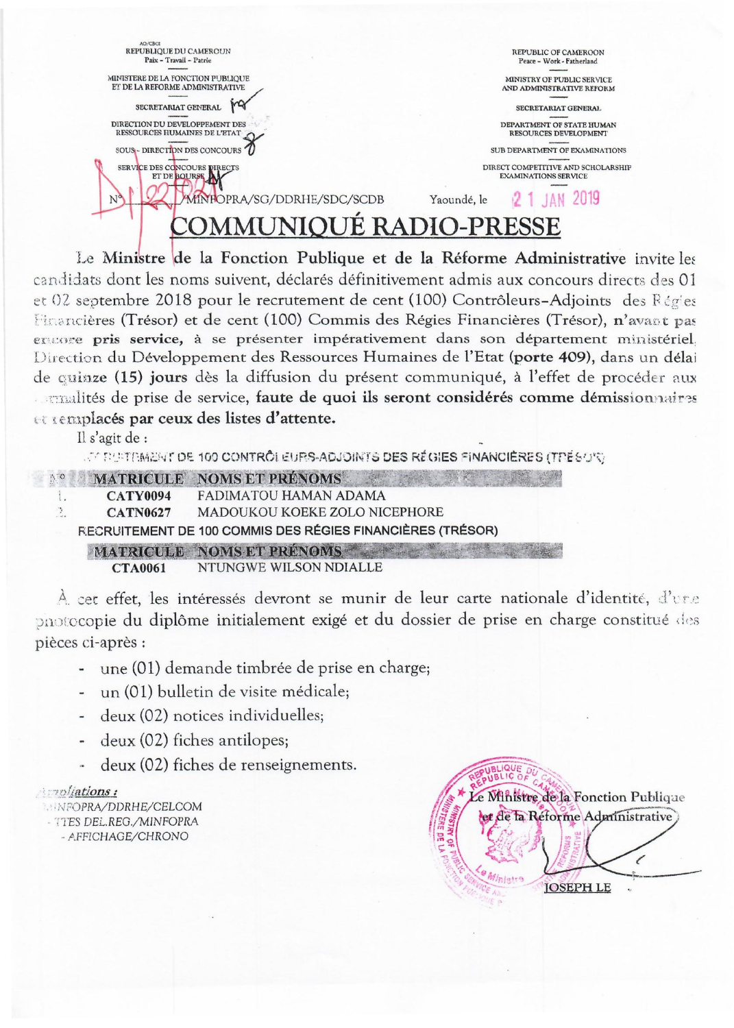AO/CBCI

REPUBLIQUE DU CAMEROUN
Paix - Travail - Patrie

MINISTERE DE LA FONCTION PUBLIQUE ET DE LA REFORME ADMINISTRATIVE

SECRETARIAT GENERAL

DIRECTION DU DEVELOPPEMENT DES RESSOURCES HUMAINES DE L'ETAT

SOUS - DIRECTION DES CONCOURS

SERVICE DES CONCOURS DIRECTS ET DE BOURSE

REPUBLIC OF CAMEROON
Peace - Work - Fatherland

MINISTRY OF PUBLIC SERVICE AND ADMINISTRATIVE REFORM

SECRETARIAT GENERAL

DEPARTMENT OF STATE HUMAN RESOURCES DEVELOPMENT

SUB DEPARTMENT OF EXAMINATIONS

DIRECT COMPETITIVE AND SCHOLARSHIP EXAMINATIONS SERVICE

N° 22 /MINFOPRA/SG/DDRHE/SDC/SCDB

Yaoundé, le 21 JAN 2019

# COMMUNIQUÉ RADIO-PRESSE

Le **Ministre de la Fonction Publique et de la Réforme Administrative** invite les candidats dont les noms suivent, déclarés définitivement admis aux concours directs des 01 et 02 septembre 2018 pour le recrutement de cent (100) Contrôleurs-Adjoints des Régies Financières (Trésor) et de cent (100) Commis des Régies Financières (Trésor), **n'ayant pas encore pris service,** à se présenter impérativement dans son département ministériel, Direction du Développement des Ressources Humaines de l'Etat **(porte 409)**, dans un délai de **quinze (15) jours** dès la diffusion du présent communiqué, à l'effet de procéder aux formalités de prise de service, **faute de quoi ils seront considérés comme démissionnaires et remplacés par ceux des listes d'attente.**

Il s'agit de :

RECRUTEMENT DE 100 CONTRÔLEURS-ADJOINTS DES RÉGIES FINANCIÈRES (TRÉSOR)

| N° | MATRICULE | NOMS ET PRÉNOMS |
| --- | --- | --- |
| 1. | CATY0094 | FADIMATOU HAMAN ADAMA |
| 2. | CATN0627 | MADOUKOU KOEKE ZOLO NICEPHORE |

RECRUTEMENT DE 100 COMMIS DES RÉGIES FINANCIÈRES (TRÉSOR)

| MATRICULE | NOMS ET PRÉNOMS |
| --- | --- |
| CTA0061 | NTUNGWE WILSON NDIALLE |

À cet effet, les intéressés devront se munir de leur carte nationale d'identité, d'une photocopie du diplôme initialement exigé et du dossier de prise en charge constitué des pièces ci-après :

- une (01) demande timbrée de prise en charge;
- un (01) bulletin de visite médicale;
- deux (02) notices individuelles;
- deux (02) fiches antilopes;
- deux (02) fiches de renseignements.

*Ampliations :*

- MINFOPRA/DDRHE/CELCOM
- TTES DEL.REG./MINFOPRA
- AFFICHAGE/CHRONO

Le Ministre de la Fonction Publique et de la Réforme Administrative

JOSEPH LE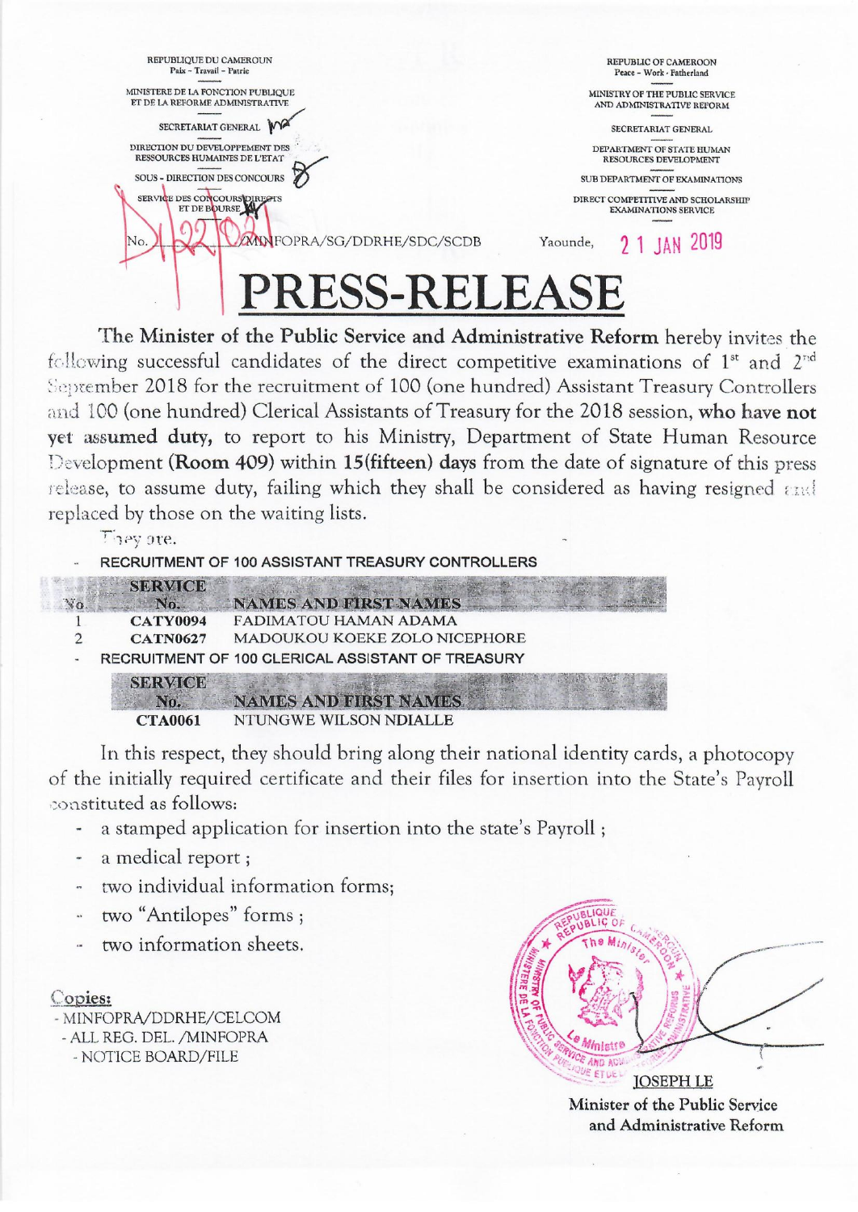REPUBLIQUE DU CAMEROUN
Paix - Travail - Patrie

MINISTERE DE LA FONCTION PUBLIQUE ET DE LA REFORME ADMINISTRATIVE

SECRETARIAT GENERAL

DIRECTION DU DEVELOPPEMENT DES RESSOURCES HUMAINES DE L'ETAT

SOUS - DIRECTION DES CONCOURS

SERVICE DES CONCOURS DIRECTS ET DE BOURSE

No. 01/22/021/MINFOPRA/SG/DDRHE/SDC/SCDB

REPUBLIC OF CAMEROON
Peace - Work - Fatherland

MINISTRY OF THE PUBLIC SERVICE AND ADMINISTRATIVE REFORM

SECRETARIAT GENERAL

DEPARTMENT OF STATE HUMAN RESOURCES DEVELOPMENT

SUB DEPARTMENT OF EXAMINATIONS

DIRECT COMPETITIVE AND SCHOLARSHIP EXAMINATIONS SERVICE

Yaounde, 21 JAN 2019

# PRESS-RELEASE

The **Minister of the Public Service and Administrative Reform** hereby invites the following successful candidates of the direct competitive examinations of 1st and 2nd September 2018 for the recruitment of 100 (one hundred) Assistant Treasury Controllers and 100 (one hundred) Clerical Assistants of Treasury for the 2018 session, **who have not yet assumed duty,** to report to his Ministry, Department of State Human Resource Development **(Room 409)** within **15(fifteen) days** from the date of signature of this press release, to assume duty, failing which they shall be considered as having resigned and replaced by those on the waiting lists.

They are.

- **RECRUITMENT OF 100 ASSISTANT TREASURY CONTROLLERS**

| No. | SERVICE No. | NAMES AND FIRST NAMES |
|---|---|---|
| 1 | CATY0094 | FADIMATOU HAMAN ADAMA |
| 2 | CATN0627 | MADOUKOU KOEKE ZOLO NICEPHORE |

- **RECRUITMENT OF 100 CLERICAL ASSISTANT OF TREASURY**

| SERVICE No. | NAMES AND FIRST NAMES |
|---|---|
| CTA0061 | NTUNGWE WILSON NDIALLE |

In this respect, they should bring along their national identity cards, a photocopy of the initially required certificate and their files for insertion into the State's Payroll constituted as follows:

- a stamped application for insertion into the state's Payroll ;
- a medical report ;
- two individual information forms;
- two "Antilopes" forms ;
- two information sheets.

**Copies:**
- MINFOPRA/DDRHE/CELCOM
- ALL REG. DEL. /MINFOPRA
- NOTICE BOARD/FILE

JOSEPH LE
**Minister of the Public Service and Administrative Reform**